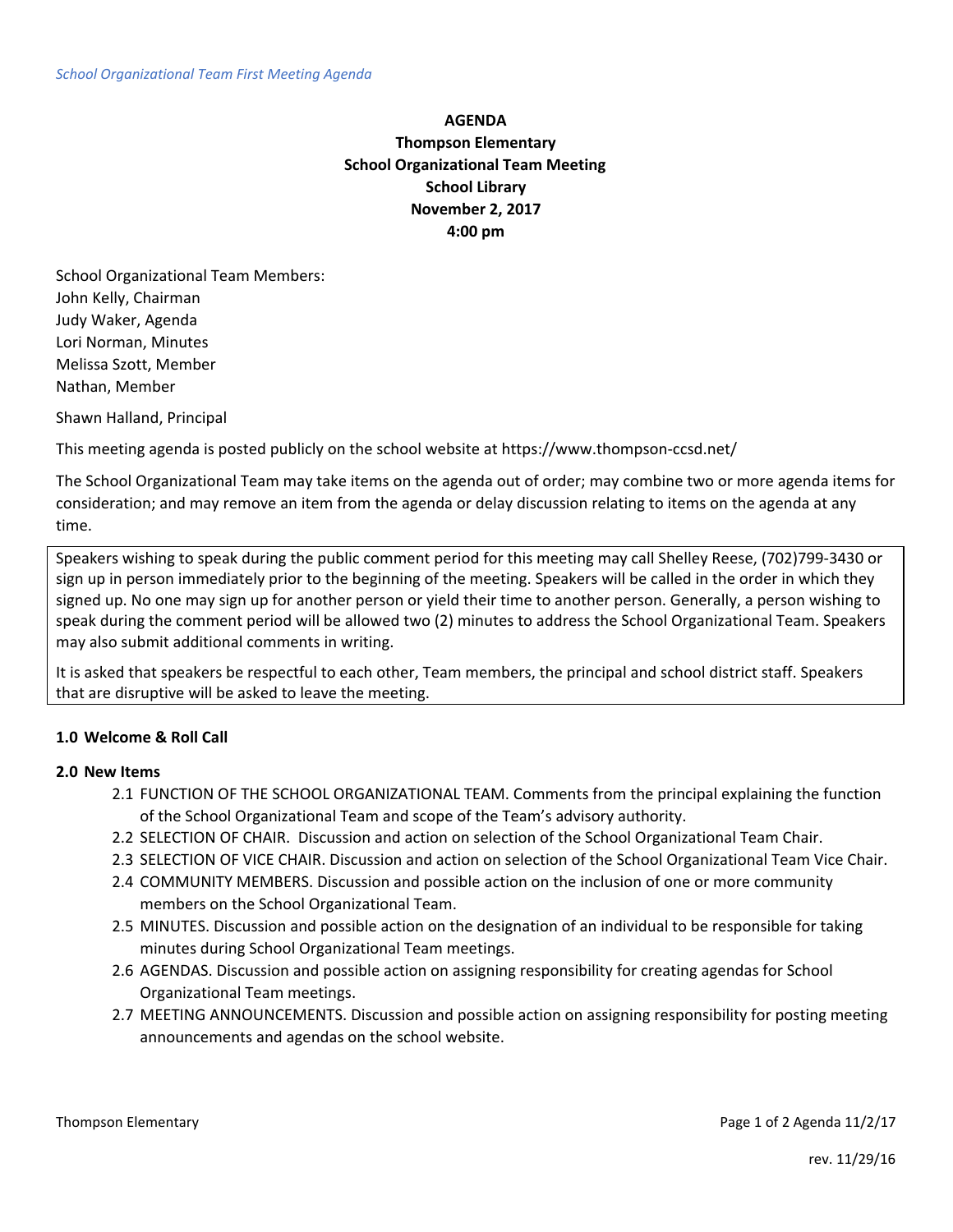*School Organizational Team First Meeting Agenda*

**AGENDA**
**Thompson Elementary**
**School Organizational Team Meeting**
**School Library**
**November 2, 2017**
**4:00 pm**

School Organizational Team Members:
John Kelly, Chairman
Judy Waker, Agenda
Lori Norman, Minutes
Melissa Szott, Member
Nathan, Member

Shawn Halland, Principal

This meeting agenda is posted publicly on the school website at https://www.thompson-ccsd.net/

The School Organizational Team may take items on the agenda out of order; may combine two or more agenda items for consideration; and may remove an item from the agenda or delay discussion relating to items on the agenda at any time.

Speakers wishing to speak during the public comment period for this meeting may call Shelley Reese, (702)799-3430 or sign up in person immediately prior to the beginning of the meeting. Speakers will be called in the order in which they signed up. No one may sign up for another person or yield their time to another person. Generally, a person wishing to speak during the comment period will be allowed two (2) minutes to address the School Organizational Team. Speakers may also submit additional comments in writing.

It is asked that speakers be respectful to each other, Team members, the principal and school district staff. Speakers that are disruptive will be asked to leave the meeting.

**1.0 Welcome & Roll Call**

**2.0 New Items**

2.1 FUNCTION OF THE SCHOOL ORGANIZATIONAL TEAM. Comments from the principal explaining the function of the School Organizational Team and scope of the Team's advisory authority.

2.2 SELECTION OF CHAIR. Discussion and action on selection of the School Organizational Team Chair.

2.3 SELECTION OF VICE CHAIR. Discussion and action on selection of the School Organizational Team Vice Chair.

2.4 COMMUNITY MEMBERS. Discussion and possible action on the inclusion of one or more community members on the School Organizational Team.

2.5 MINUTES. Discussion and possible action on the designation of an individual to be responsible for taking minutes during School Organizational Team meetings.

2.6 AGENDAS. Discussion and possible action on assigning responsibility for creating agendas for School Organizational Team meetings.

2.7 MEETING ANNOUNCEMENTS. Discussion and possible action on assigning responsibility for posting meeting announcements and agendas on the school website.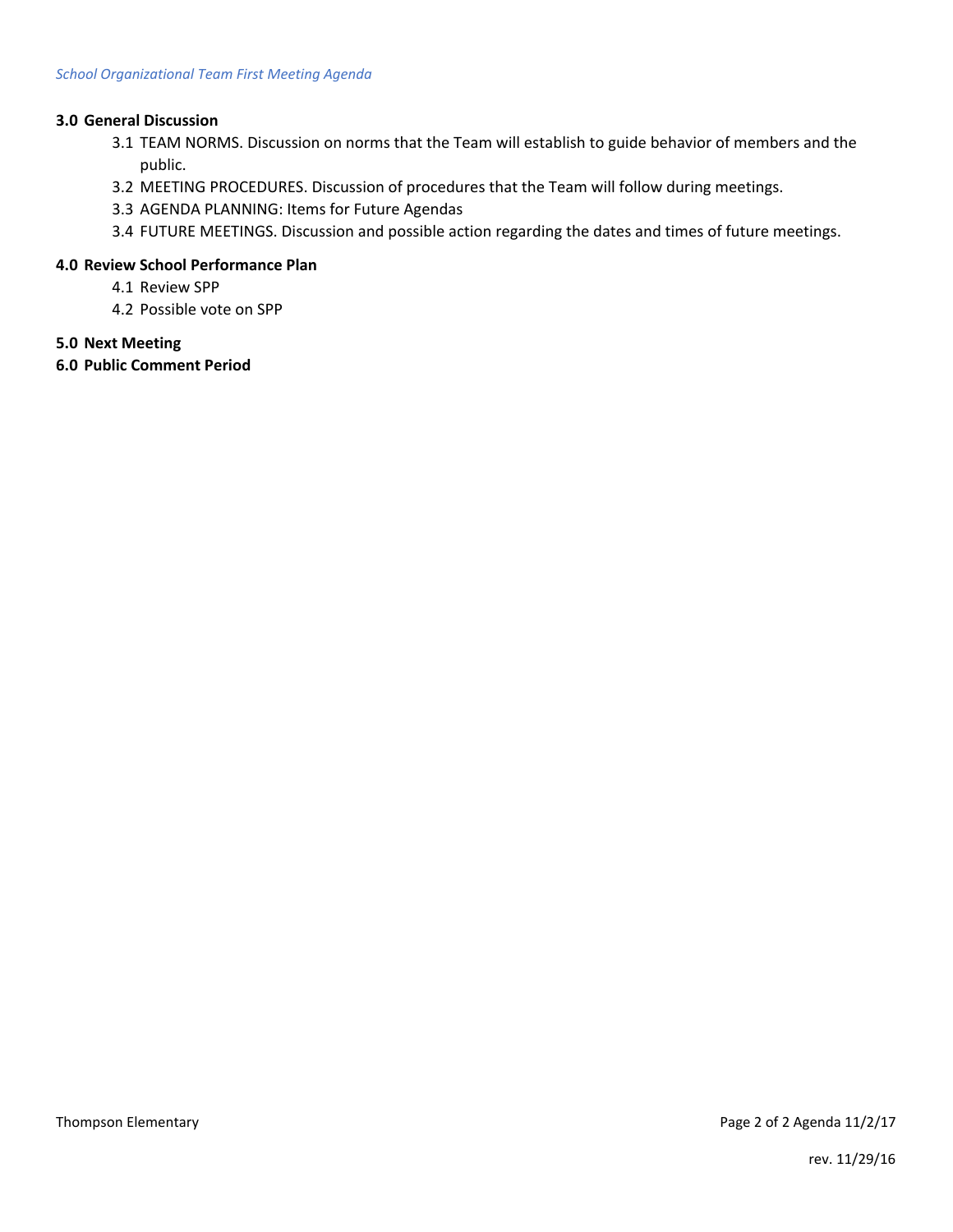**3.0 General Discussion**

- 3.1 TEAM NORMS. Discussion on norms that the Team will establish to guide behavior of members and the public.
- 3.2 MEETING PROCEDURES. Discussion of procedures that the Team will follow during meetings.
- 3.3 AGENDA PLANNING: Items for Future Agendas
- 3.4 FUTURE MEETINGS. Discussion and possible action regarding the dates and times of future meetings.

**4.0 Review School Performance Plan**

- 4.1 Review SPP
- 4.2 Possible vote on SPP

**5.0 Next Meeting**

**6.0 Public Comment Period**